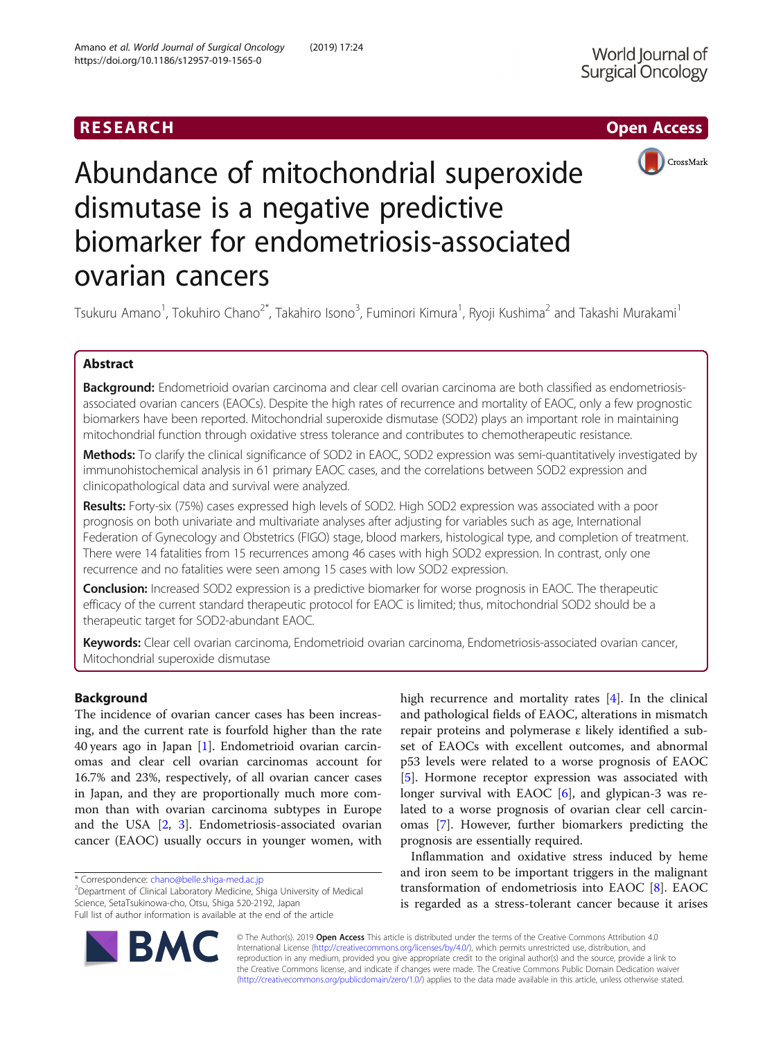RESEARCH

Open Access

# Abundance of mitochondrial superoxide dismutase is a negative predictive biomarker for endometriosis-associated ovarian cancers

Tsukuru Amano[1], Tokuhiro Chano[2*], Takahiro Isono[3], Fuminori Kimura[1], Ryoji Kushima[2] and Takashi Murakami[1]

## Abstract

**Background:** Endometrioid ovarian carcinoma and clear cell ovarian carcinoma are both classified as endometriosis-associated ovarian cancers (EAOCs). Despite the high rates of recurrence and mortality of EAOC, only a few prognostic biomarkers have been reported. Mitochondrial superoxide dismutase (SOD2) plays an important role in maintaining mitochondrial function through oxidative stress tolerance and contributes to chemotherapeutic resistance.

**Methods:** To clarify the clinical significance of SOD2 in EAOC, SOD2 expression was semi-quantitatively investigated by immunohistochemical analysis in 61 primary EAOC cases, and the correlations between SOD2 expression and clinicopathological data and survival were analyzed.

**Results:** Forty-six (75%) cases expressed high levels of SOD2. High SOD2 expression was associated with a poor prognosis on both univariate and multivariate analyses after adjusting for variables such as age, International Federation of Gynecology and Obstetrics (FIGO) stage, blood markers, histological type, and completion of treatment. There were 14 fatalities from 15 recurrences among 46 cases with high SOD2 expression. In contrast, only one recurrence and no fatalities were seen among 15 cases with low SOD2 expression.

**Conclusion:** Increased SOD2 expression is a predictive biomarker for worse prognosis in EAOC. The therapeutic efficacy of the current standard therapeutic protocol for EAOC is limited; thus, mitochondrial SOD2 should be a therapeutic target for SOD2-abundant EAOC.

**Keywords:** Clear cell ovarian carcinoma, Endometrioid ovarian carcinoma, Endometriosis-associated ovarian cancer, Mitochondrial superoxide dismutase

## Background

The incidence of ovarian cancer cases has been increasing, and the current rate is fourfold higher than the rate 40 years ago in Japan [1]. Endometrioid ovarian carcinomas and clear cell ovarian carcinomas account for 16.7% and 23%, respectively, of all ovarian cancer cases in Japan, and they are proportionally much more common than with ovarian carcinoma subtypes in Europe and the USA [2, 3]. Endometriosis-associated ovarian cancer (EAOC) usually occurs in younger women, with high recurrence and mortality rates [4]. In the clinical and pathological fields of EAOC, alterations in mismatch repair proteins and polymerase ε likely identified a subset of EAOCs with excellent outcomes, and abnormal p53 levels were related to a worse prognosis of EAOC [5]. Hormone receptor expression was associated with longer survival with EAOC [6], and glypican-3 was related to a worse prognosis of ovarian clear cell carcinomas [7]. However, further biomarkers predicting the prognosis are essentially required.

Inflammation and oxidative stress induced by heme and iron seem to be important triggers in the malignant transformation of endometriosis into EAOC [8]. EAOC is regarded as a stress-tolerant cancer because it arises

\* Correspondence: chano@belle.shiga-med.ac.jp
[2]Department of Clinical Laboratory Medicine, Shiga University of Medical Science, SetaTsukinowa-cho, Otsu, Shiga 520-2192, Japan
Full list of author information is available at the end of the article

© The Author(s). 2019 **Open Access** This article is distributed under the terms of the Creative Commons Attribution 4.0 International License (http://creativecommons.org/licenses/by/4.0/), which permits unrestricted use, distribution, and reproduction in any medium, provided you give appropriate credit to the original author(s) and the source, provide a link to the Creative Commons license, and indicate if changes were made. The Creative Commons Public Domain Dedication waiver (http://creativecommons.org/publicdomain/zero/1.0/) applies to the data made available in this article, unless otherwise stated.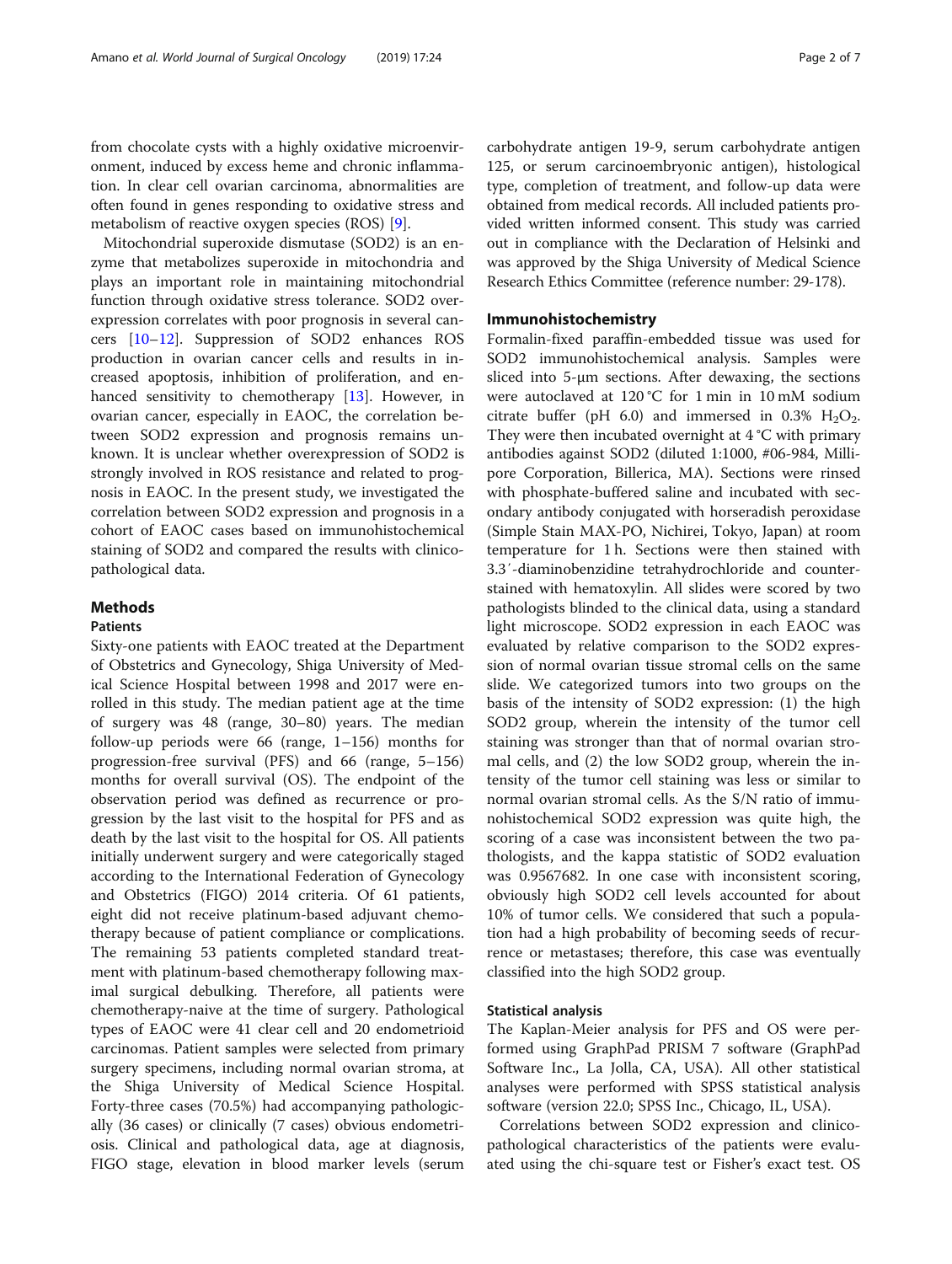from chocolate cysts with a highly oxidative microenvironment, induced by excess heme and chronic inflammation. In clear cell ovarian carcinoma, abnormalities are often found in genes responding to oxidative stress and metabolism of reactive oxygen species (ROS) [9].

Mitochondrial superoxide dismutase (SOD2) is an enzyme that metabolizes superoxide in mitochondria and plays an important role in maintaining mitochondrial function through oxidative stress tolerance. SOD2 overexpression correlates with poor prognosis in several cancers [10–12]. Suppression of SOD2 enhances ROS production in ovarian cancer cells and results in increased apoptosis, inhibition of proliferation, and enhanced sensitivity to chemotherapy [13]. However, in ovarian cancer, especially in EAOC, the correlation between SOD2 expression and prognosis remains unknown. It is unclear whether overexpression of SOD2 is strongly involved in ROS resistance and related to prognosis in EAOC. In the present study, we investigated the correlation between SOD2 expression and prognosis in a cohort of EAOC cases based on immunohistochemical staining of SOD2 and compared the results with clinicopathological data.

## Methods

### Patients

Sixty-one patients with EAOC treated at the Department of Obstetrics and Gynecology, Shiga University of Medical Science Hospital between 1998 and 2017 were enrolled in this study. The median patient age at the time of surgery was 48 (range, 30–80) years. The median follow-up periods were 66 (range, 1–156) months for progression-free survival (PFS) and 66 (range, 5–156) months for overall survival (OS). The endpoint of the observation period was defined as recurrence or progression by the last visit to the hospital for PFS and as death by the last visit to the hospital for OS. All patients initially underwent surgery and were categorically staged according to the International Federation of Gynecology and Obstetrics (FIGO) 2014 criteria. Of 61 patients, eight did not receive platinum-based adjuvant chemotherapy because of patient compliance or complications. The remaining 53 patients completed standard treatment with platinum-based chemotherapy following maximal surgical debulking. Therefore, all patients were chemotherapy-naive at the time of surgery. Pathological types of EAOC were 41 clear cell and 20 endometrioid carcinomas. Patient samples were selected from primary surgery specimens, including normal ovarian stroma, at the Shiga University of Medical Science Hospital. Forty-three cases (70.5%) had accompanying pathologically (36 cases) or clinically (7 cases) obvious endometriosis. Clinical and pathological data, age at diagnosis, FIGO stage, elevation in blood marker levels (serum carbohydrate antigen 19-9, serum carbohydrate antigen 125, or serum carcinoembryonic antigen), histological type, completion of treatment, and follow-up data were obtained from medical records. All included patients provided written informed consent. This study was carried out in compliance with the Declaration of Helsinki and was approved by the Shiga University of Medical Science Research Ethics Committee (reference number: 29-178).

### Immunohistochemistry

Formalin-fixed paraffin-embedded tissue was used for SOD2 immunohistochemical analysis. Samples were sliced into 5-μm sections. After dewaxing, the sections were autoclaved at 120 °C for 1 min in 10 mM sodium citrate buffer (pH 6.0) and immersed in 0.3% $H_2O_2$. They were then incubated overnight at 4 °C with primary antibodies against SOD2 (diluted 1:1000, #06-984, Millipore Corporation, Billerica, MA). Sections were rinsed with phosphate-buffered saline and incubated with secondary antibody conjugated with horseradish peroxidase (Simple Stain MAX-PO, Nichirei, Tokyo, Japan) at room temperature for 1 h. Sections were then stained with 3.3′-diaminobenzidine tetrahydrochloride and counterstained with hematoxylin. All slides were scored by two pathologists blinded to the clinical data, using a standard light microscope. SOD2 expression in each EAOC was evaluated by relative comparison to the SOD2 expression of normal ovarian tissue stromal cells on the same slide. We categorized tumors into two groups on the basis of the intensity of SOD2 expression: (1) the high SOD2 group, wherein the intensity of the tumor cell staining was stronger than that of normal ovarian stromal cells, and (2) the low SOD2 group, wherein the intensity of the tumor cell staining was less or similar to normal ovarian stromal cells. As the S/N ratio of immunohistochemical SOD2 expression was quite high, the scoring of a case was inconsistent between the two pathologists, and the kappa statistic of SOD2 evaluation was 0.9567682. In one case with inconsistent scoring, obviously high SOD2 cell levels accounted for about 10% of tumor cells. We considered that such a population had a high probability of becoming seeds of recurrence or metastases; therefore, this case was eventually classified into the high SOD2 group.

### Statistical analysis

The Kaplan-Meier analysis for PFS and OS were performed using GraphPad PRISM 7 software (GraphPad Software Inc., La Jolla, CA, USA). All other statistical analyses were performed with SPSS statistical analysis software (version 22.0; SPSS Inc., Chicago, IL, USA).

Correlations between SOD2 expression and clinicopathological characteristics of the patients were evaluated using the chi-square test or Fisher's exact test. OS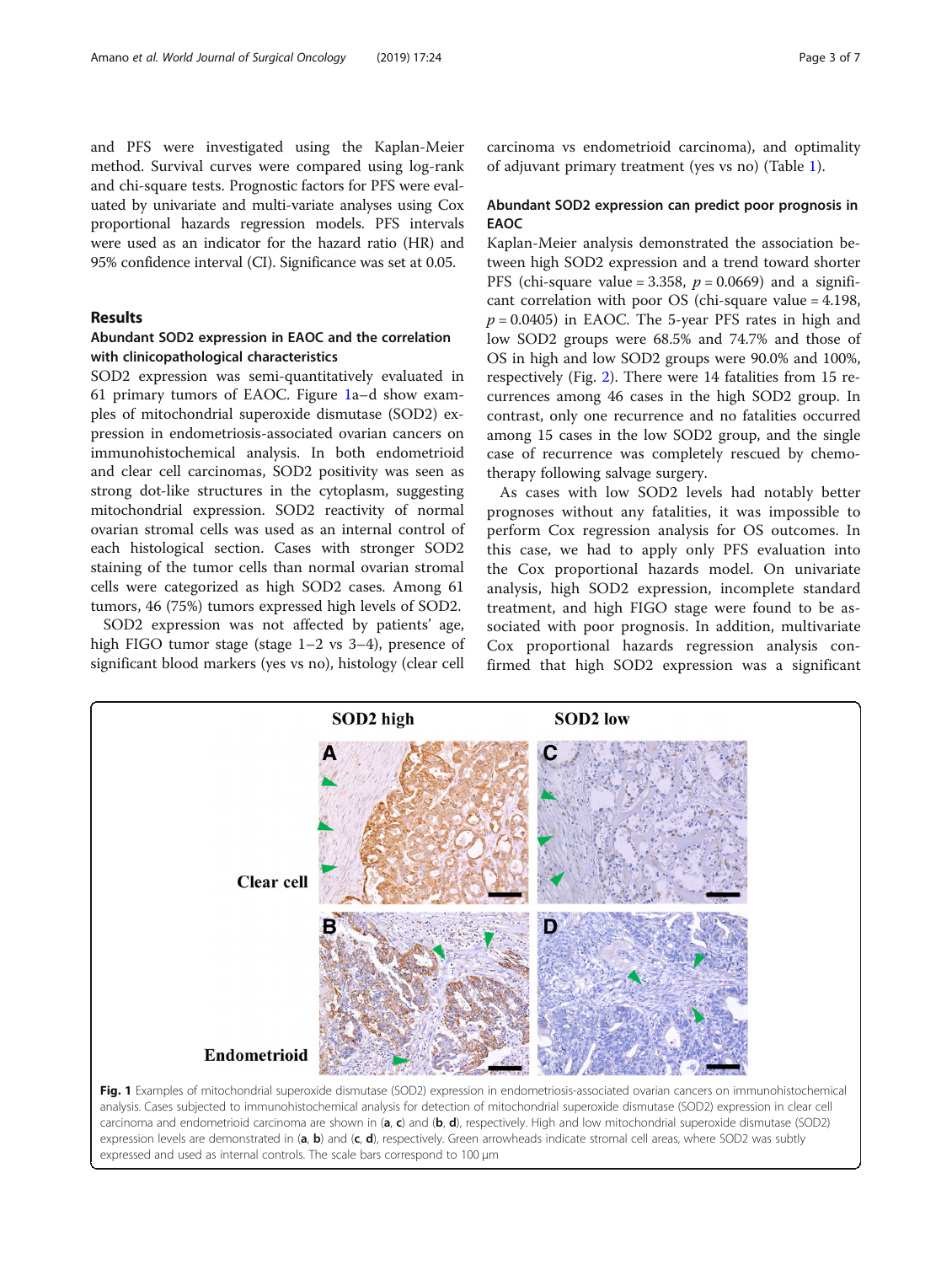and PFS were investigated using the Kaplan-Meier method. Survival curves were compared using log-rank and chi-square tests. Prognostic factors for PFS were evaluated by univariate and multi-variate analyses using Cox proportional hazards regression models. PFS intervals were used as an indicator for the hazard ratio (HR) and 95% confidence interval (CI). Significance was set at 0.05.

## Results

### Abundant SOD2 expression in EAOC and the correlation with clinicopathological characteristics

SOD2 expression was semi-quantitatively evaluated in 61 primary tumors of EAOC. Figure 1a–d show examples of mitochondrial superoxide dismutase (SOD2) expression in endometriosis-associated ovarian cancers on immunohistochemical analysis. In both endometrioid and clear cell carcinomas, SOD2 positivity was seen as strong dot-like structures in the cytoplasm, suggesting mitochondrial expression. SOD2 reactivity of normal ovarian stromal cells was used as an internal control of each histological section. Cases with stronger SOD2 staining of the tumor cells than normal ovarian stromal cells were categorized as high SOD2 cases. Among 61 tumors, 46 (75%) tumors expressed high levels of SOD2.

SOD2 expression was not affected by patients' age, high FIGO tumor stage (stage 1–2 vs 3–4), presence of significant blood markers (yes vs no), histology (clear cell carcinoma vs endometrioid carcinoma), and optimality of adjuvant primary treatment (yes vs no) (Table 1).

### Abundant SOD2 expression can predict poor prognosis in EAOC

Kaplan-Meier analysis demonstrated the association between high SOD2 expression and a trend toward shorter PFS (chi-square value = 3.358, $p = 0.0669$) and a significant correlation with poor OS (chi-square value = 4.198, $p = 0.0405$) in EAOC. The 5-year PFS rates in high and low SOD2 groups were 68.5% and 74.7% and those of OS in high and low SOD2 groups were 90.0% and 100%, respectively (Fig. 2). There were 14 fatalities from 15 recurrences among 46 cases in the high SOD2 group. In contrast, only one recurrence and no fatalities occurred among 15 cases in the low SOD2 group, and the single case of recurrence was completely rescued by chemotherapy following salvage surgery.

As cases with low SOD2 levels had notably better prognoses without any fatalities, it was impossible to perform Cox regression analysis for OS outcomes. In this case, we had to apply only PFS evaluation into the Cox proportional hazards model. On univariate analysis, high SOD2 expression, incomplete standard treatment, and high FIGO stage were found to be associated with poor prognosis. In addition, multivariate Cox proportional hazards regression analysis confirmed that high SOD2 expression was a significant

**Fig. 1** Examples of mitochondrial superoxide dismutase (SOD2) expression in endometriosis-associated ovarian cancers on immunohistochemical analysis. Cases subjected to immunohistochemical analysis for detection of mitochondrial superoxide dismutase (SOD2) expression in clear cell carcinoma and endometrioid carcinoma are shown in (**a**, **c**) and (**b**, **d**), respectively. High and low mitochondrial superoxide dismutase (SOD2) expression levels are demonstrated in (**a**, **b**) and (**c**, **d**), respectively. Green arrowheads indicate stromal cell areas, where SOD2 was subtly expressed and used as internal controls. The scale bars correspond to 100 μm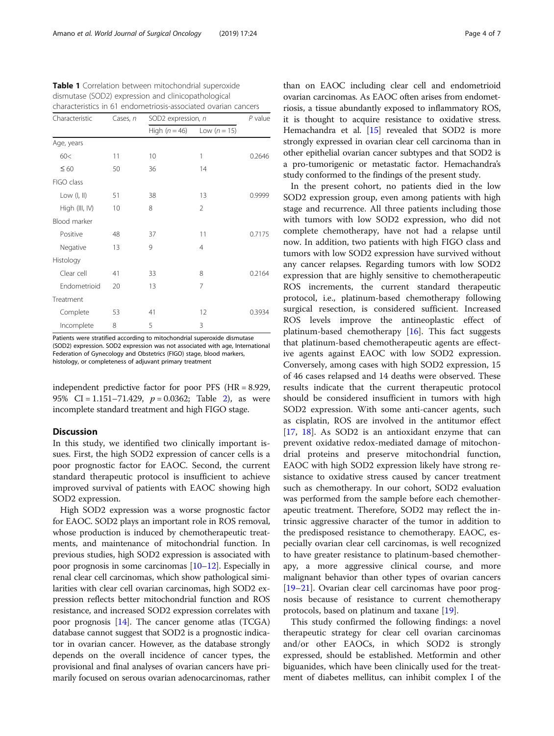**Table 1** Correlation between mitochondrial superoxide dismutase (SOD2) expression and clinicopathological characteristics in 61 endometriosis-associated ovarian cancers

| Characteristic | Cases, n | SOD2 expression, n | | P value |
|---|---|---|---|---|
| | | High (n = 46) | Low (n = 15) | |
| Age, years | | | | |
| 60< | 11 | 10 | 1 | 0.2646 |
| ≤ 60 | 50 | 36 | 14 | |
| FIGO class | | | | |
| Low (I, II) | 51 | 38 | 13 | 0.9999 |
| High (III, IV) | 10 | 8 | 2 | |
| Blood marker | | | | |
| Positive | 48 | 37 | 11 | 0.7175 |
| Negative | 13 | 9 | 4 | |
| Histology | | | | |
| Clear cell | 41 | 33 | 8 | 0.2164 |
| Endometrioid | 20 | 13 | 7 | |
| Treatment | | | | |
| Complete | 53 | 41 | 12 | 0.3934 |
| Incomplete | 8 | 5 | 3 | |

Patients were stratified according to mitochondrial superoxide dismutase (SOD2) expression. SOD2 expression was not associated with age, International Federation of Gynecology and Obstetrics (FIGO) stage, blood markers, histology, or completeness of adjuvant primary treatment

independent predictive factor for poor PFS (HR = 8.929, 95% CI = 1.151–71.429, $p = 0.0362$; Table 2), as were incomplete standard treatment and high FIGO stage.

## Discussion

In this study, we identified two clinically important issues. First, the high SOD2 expression of cancer cells is a poor prognostic factor for EAOC. Second, the current standard therapeutic protocol is insufficient to achieve improved survival of patients with EAOC showing high SOD2 expression.

High SOD2 expression was a worse prognostic factor for EAOC. SOD2 plays an important role in ROS removal, whose production is induced by chemotherapeutic treatments, and maintenance of mitochondrial function. In previous studies, high SOD2 expression is associated with poor prognosis in some carcinomas [10–12]. Especially in renal clear cell carcinomas, which show pathological similarities with clear cell ovarian carcinomas, high SOD2 expression reflects better mitochondrial function and ROS resistance, and increased SOD2 expression correlates with poor prognosis [14]. The cancer genome atlas (TCGA) database cannot suggest that SOD2 is a prognostic indicator in ovarian cancer. However, as the database strongly depends on the overall incidence of cancer types, the provisional and final analyses of ovarian cancers have primarily focused on serous ovarian adenocarcinomas, rather than on EAOC including clear cell and endometrioid ovarian carcinomas. As EAOC often arises from endometriosis, a tissue abundantly exposed to inflammatory ROS, it is thought to acquire resistance to oxidative stress. Hemachandra et al. [15] revealed that SOD2 is more strongly expressed in ovarian clear cell carcinoma than in other epithelial ovarian cancer subtypes and that SOD2 is a pro-tumorigenic or metastatic factor. Hemachandra's study conformed to the findings of the present study.

In the present cohort, no patients died in the low SOD2 expression group, even among patients with high stage and recurrence. All three patients including those with tumors with low SOD2 expression, who did not complete chemotherapy, have not had a relapse until now. In addition, two patients with high FIGO class and tumors with low SOD2 expression have survived without any cancer relapses. Regarding tumors with low SOD2 expression that are highly sensitive to chemotherapeutic ROS increments, the current standard therapeutic protocol, i.e., platinum-based chemotherapy following surgical resection, is considered sufficient. Increased ROS levels improve the antineoplastic effect of platinum-based chemotherapy [16]. This fact suggests that platinum-based chemotherapeutic agents are effective agents against EAOC with low SOD2 expression. Conversely, among cases with high SOD2 expression, 15 of 46 cases relapsed and 14 deaths were observed. These results indicate that the current therapeutic protocol should be considered insufficient in tumors with high SOD2 expression. With some anti-cancer agents, such as cisplatin, ROS are involved in the antitumor effect [17, 18]. As SOD2 is an antioxidant enzyme that can prevent oxidative redox-mediated damage of mitochondrial proteins and preserve mitochondrial function, EAOC with high SOD2 expression likely have strong resistance to oxidative stress caused by cancer treatment such as chemotherapy. In our cohort, SOD2 evaluation was performed from the sample before each chemotherapeutic treatment. Therefore, SOD2 may reflect the intrinsic aggressive character of the tumor in addition to the predisposed resistance to chemotherapy. EAOC, especially ovarian clear cell carcinomas, is well recognized to have greater resistance to platinum-based chemotherapy, a more aggressive clinical course, and more malignant behavior than other types of ovarian cancers [19–21]. Ovarian clear cell carcinomas have poor prognosis because of resistance to current chemotherapy protocols, based on platinum and taxane [19].

This study confirmed the following findings: a novel therapeutic strategy for clear cell ovarian carcinomas and/or other EAOCs, in which SOD2 is strongly expressed, should be established. Metformin and other biguanides, which have been clinically used for the treatment of diabetes mellitus, can inhibit complex I of the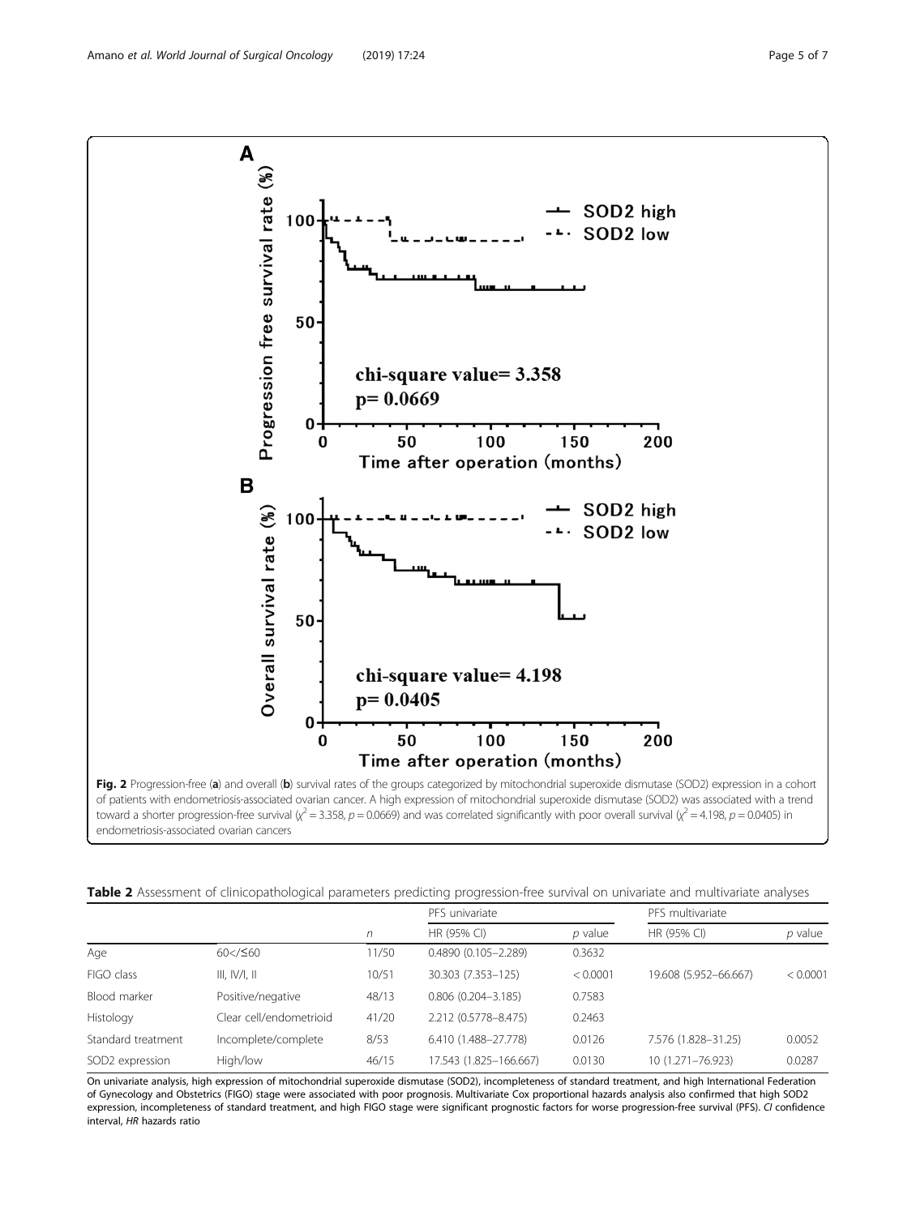Fig. 2 Progression-free (**a**) and overall (**b**) survival rates of the groups categorized by mitochondrial superoxide dismutase (SOD2) expression in a cohort of patients with endometriosis-associated ovarian cancer. A high expression of mitochondrial superoxide dismutase (SOD2) was associated with a trend toward a shorter progression-free survival ($\chi^2 = 3.358$, $p = 0.0669$) and was correlated significantly with poor overall survival ($\chi^2 = 4.198$, $p = 0.0405$) in endometriosis-associated ovarian cancers

**Table 2** Assessment of clinicopathological parameters predicting progression-free survival on univariate and multivariate analyses

| | | | PFS univariate | | PFS multivariate | |
|---|---|---|---|---|---|---|
| | | *n* | HR (95% CI) | *p* value | HR (95% CI) | *p* value |
| Age | 60</≤60 | 11/50 | 0.4890 (0.105–2.289) | 0.3632 | | |
| FIGO class | III, IV/I, II | 10/51 | 30.303 (7.353–125) | < 0.0001 | 19.608 (5.952–66.667) | < 0.0001 |
| Blood marker | Positive/negative | 48/13 | 0.806 (0.204–3.185) | 0.7583 | | |
| Histology | Clear cell/endometrioid | 41/20 | 2.212 (0.5778–8.475) | 0.2463 | | |
| Standard treatment | Incomplete/complete | 8/53 | 6.410 (1.488–27.778) | 0.0126 | 7.576 (1.828–31.25) | 0.0052 |
| SOD2 expression | High/low | 46/15 | 17.543 (1.825–166.667) | 0.0130 | 10 (1.271–76.923) | 0.0287 |

On univariate analysis, high expression of mitochondrial superoxide dismutase (SOD2), incompleteness of standard treatment, and high International Federation of Gynecology and Obstetrics (FIGO) stage were associated with poor prognosis. Multivariate Cox proportional hazards analysis also confirmed that high SOD2 expression, incompleteness of standard treatment, and high FIGO stage were significant prognostic factors for worse progression-free survival (PFS). *CI* confidence interval, *HR* hazards ratio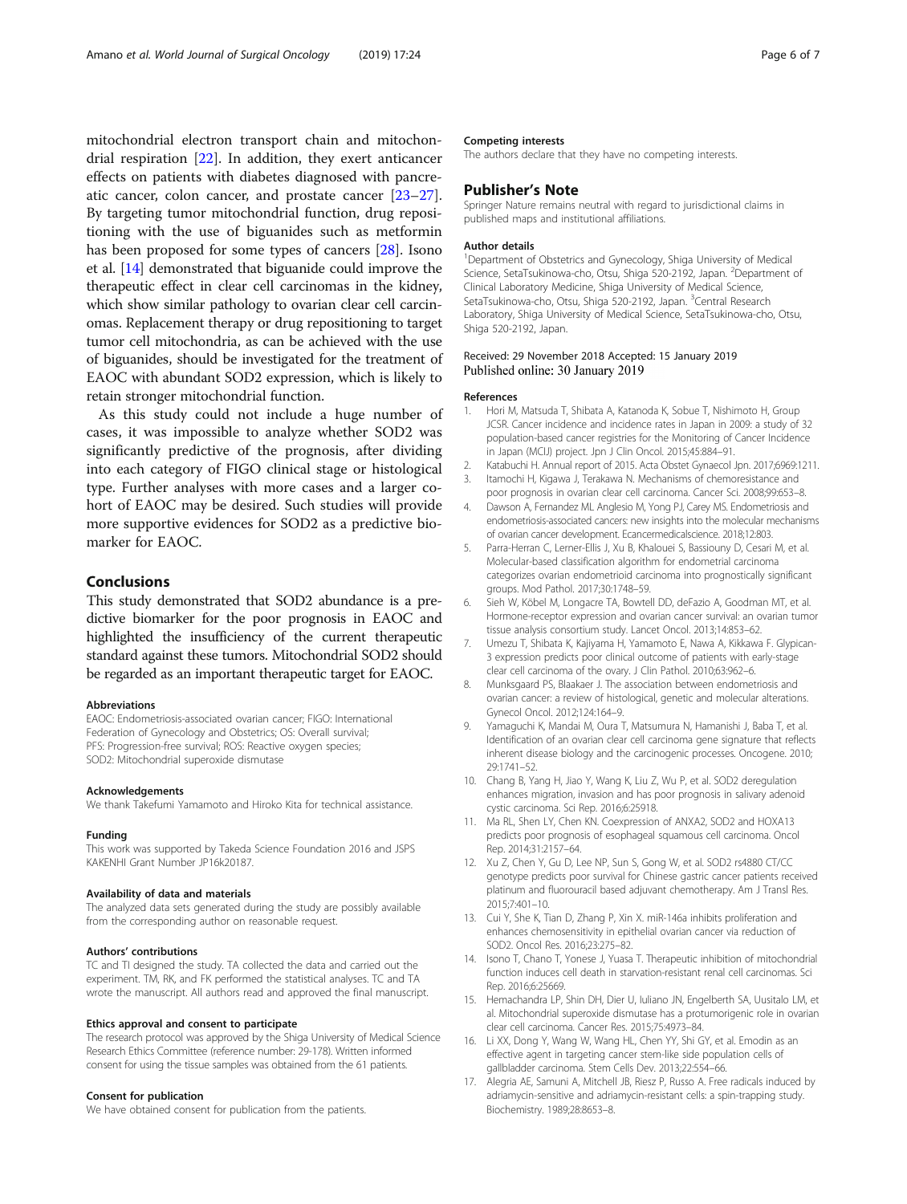mitochondrial electron transport chain and mitochondrial respiration [22]. In addition, they exert anticancer effects on patients with diabetes diagnosed with pancreatic cancer, colon cancer, and prostate cancer [23–27]. By targeting tumor mitochondrial function, drug repositioning with the use of biguanides such as metformin has been proposed for some types of cancers [28]. Isono et al. [14] demonstrated that biguanide could improve the therapeutic effect in clear cell carcinomas in the kidney, which show similar pathology to ovarian clear cell carcinomas. Replacement therapy or drug repositioning to target tumor cell mitochondria, as can be achieved with the use of biguanides, should be investigated for the treatment of EAOC with abundant SOD2 expression, which is likely to retain stronger mitochondrial function.

As this study could not include a huge number of cases, it was impossible to analyze whether SOD2 was significantly predictive of the prognosis, after dividing into each category of FIGO clinical stage or histological type. Further analyses with more cases and a larger cohort of EAOC may be desired. Such studies will provide more supportive evidences for SOD2 as a predictive biomarker for EAOC.

## Conclusions

This study demonstrated that SOD2 abundance is a predictive biomarker for the poor prognosis in EAOC and highlighted the insufficiency of the current therapeutic standard against these tumors. Mitochondrial SOD2 should be regarded as an important therapeutic target for EAOC.

### Abbreviations

EAOC: Endometriosis-associated ovarian cancer; FIGO: International Federation of Gynecology and Obstetrics; OS: Overall survival; PFS: Progression-free survival; ROS: Reactive oxygen species; SOD2: Mitochondrial superoxide dismutase

### Acknowledgements

We thank Takefumi Yamamoto and Hiroko Kita for technical assistance.

### Funding

This work was supported by Takeda Science Foundation 2016 and JSPS KAKENHI Grant Number JP16k20187.

### Availability of data and materials

The analyzed data sets generated during the study are possibly available from the corresponding author on reasonable request.

### Authors' contributions

TC and TI designed the study. TA collected the data and carried out the experiment. TM, RK, and FK performed the statistical analyses. TC and TA wrote the manuscript. All authors read and approved the final manuscript.

### Ethics approval and consent to participate

The research protocol was approved by the Shiga University of Medical Science Research Ethics Committee (reference number: 29-178). Written informed consent for using the tissue samples was obtained from the 61 patients.

### Consent for publication

We have obtained consent for publication from the patients.

### Competing interests

The authors declare that they have no competing interests.

## Publisher's Note

Springer Nature remains neutral with regard to jurisdictional claims in published maps and institutional affiliations.

### Author details

[1]Department of Obstetrics and Gynecology, Shiga University of Medical Science, SetaTsukinowa-cho, Otsu, Shiga 520-2192, Japan. [2]Department of Clinical Laboratory Medicine, Shiga University of Medical Science, SetaTsukinowa-cho, Otsu, Shiga 520-2192, Japan. [3]Central Research Laboratory, Shiga University of Medical Science, SetaTsukinowa-cho, Otsu, Shiga 520-2192, Japan.

Received: 29 November 2018 Accepted: 15 January 2019
Published online: 30 January 2019

### References

1. Hori M, Matsuda T, Shibata A, Katanoda K, Sobue T, Nishimoto H, Group JCSR. Cancer incidence and incidence rates in Japan in 2009: a study of 32 population-based cancer registries for the Monitoring of Cancer Incidence in Japan (MCIJ) project. Jpn J Clin Oncol. 2015;45:884–91.
2. Katabuchi H. Annual report of 2015. Acta Obstet Gynaecol Jpn. 2017;6969:1211.
3. Itamochi H, Kigawa J, Terakawa N. Mechanisms of chemoresistance and poor prognosis in ovarian clear cell carcinoma. Cancer Sci. 2008;99:653–8.
4. Dawson A, Fernandez ML Anglesio M, Yong PJ, Carey MS. Endometriosis and endometriosis-associated cancers: new insights into the molecular mechanisms of ovarian cancer development. Ecancermedicalscience. 2018;12:803.
5. Parra-Herran C, Lerner-Ellis J, Xu B, Khalouei S, Bassiouny D, Cesari M, et al. Molecular-based classification algorithm for endometrial carcinoma categorizes ovarian endometrioid carcinoma into prognostically significant groups. Mod Pathol. 2017;30:1748–59.
6. Sieh W, Köbel M, Longacre TA, Bowtell DD, deFazio A, Goodman MT, et al. Hormone-receptor expression and ovarian cancer survival: an ovarian tumor tissue analysis consortium study. Lancet Oncol. 2013;14:853–62.
7. Umezu T, Shibata K, Kajiyama H, Yamamoto E, Nawa A, Kikkawa F. Glypican-3 expression predicts poor clinical outcome of patients with early-stage clear cell carcinoma of the ovary. J Clin Pathol. 2010;63:962–6.
8. Munksgaard PS, Blaakaer J. The association between endometriosis and ovarian cancer: a review of histological, genetic and molecular alterations. Gynecol Oncol. 2012;124:164–9.
9. Yamaguchi K, Mandai M, Oura T, Matsumura N, Hamanishi J, Baba T, et al. Identification of an ovarian clear cell carcinoma gene signature that reflects inherent disease biology and the carcinogenic processes. Oncogene. 2010;29:1741–52.
10. Chang B, Yang H, Jiao Y, Wang K, Liu Z, Wu P, et al. SOD2 deregulation enhances migration, invasion and has poor prognosis in salivary adenoid cystic carcinoma. Sci Rep. 2016;6:25918.
11. Ma RL, Shen LY, Chen KN. Coexpression of ANXA2, SOD2 and HOXA13 predicts poor prognosis of esophageal squamous cell carcinoma. Oncol Rep. 2014;31:2157–64.
12. Xu Z, Chen Y, Gu D, Lee NP, Sun S, Gong W, et al. SOD2 rs4880 CT/CC genotype predicts poor survival for Chinese gastric cancer patients received platinum and fluorouracil based adjuvant chemotherapy. Am J Transl Res. 2015;7:401–10.
13. Cui Y, She K, Tian D, Zhang P, Xin X. miR-146a inhibits proliferation and enhances chemosensitivity in epithelial ovarian cancer via reduction of SOD2. Oncol Res. 2016;23:275–82.
14. Isono T, Chano T, Yonese J, Yuasa T. Therapeutic inhibition of mitochondrial function induces cell death in starvation-resistant renal cell carcinomas. Sci Rep. 2016;6:25669.
15. Hemachandra LP, Shin DH, Dier U, Iuliano JN, Engelberth SA, Uusitalo LM, et al. Mitochondrial superoxide dismutase has a protumorigenic role in ovarian clear cell carcinoma. Cancer Res. 2015;75:4973–84.
16. Li XX, Dong Y, Wang W, Wang HL, Chen YY, Shi GY, et al. Emodin as an effective agent in targeting cancer stem-like side population cells of gallbladder carcinoma. Stem Cells Dev. 2013;22:554–66.
17. Alegria AE, Samuni A, Mitchell JB, Riesz P, Russo A. Free radicals induced by adriamycin-sensitive and adriamycin-resistant cells: a spin-trapping study. Biochemistry. 1989;28:8653–8.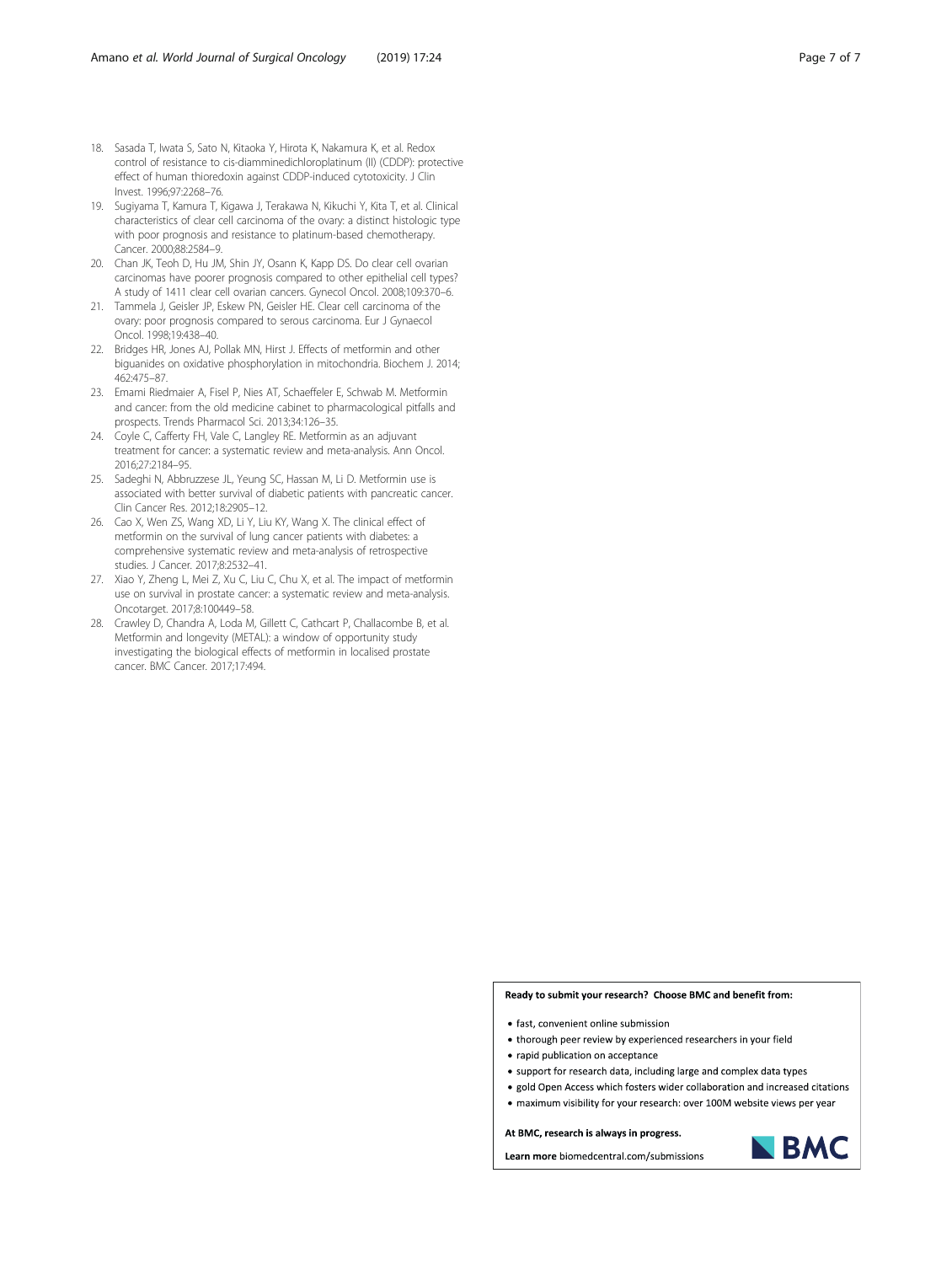18. Sasada T, Iwata S, Sato N, Kitaoka Y, Hirota K, Nakamura K, et al. Redox control of resistance to cis-diamminedichloroplatinum (II) (CDDP): protective effect of human thioredoxin against CDDP-induced cytotoxicity. J Clin Invest. 1996;97:2268–76.
19. Sugiyama T, Kamura T, Kigawa J, Terakawa N, Kikuchi Y, Kita T, et al. Clinical characteristics of clear cell carcinoma of the ovary: a distinct histologic type with poor prognosis and resistance to platinum-based chemotherapy. Cancer. 2000;88:2584–9.
20. Chan JK, Teoh D, Hu JM, Shin JY, Osann K, Kapp DS. Do clear cell ovarian carcinomas have poorer prognosis compared to other epithelial cell types? A study of 1411 clear cell ovarian cancers. Gynecol Oncol. 2008;109:370–6.
21. Tammela J, Geisler JP, Eskew PN, Geisler HE. Clear cell carcinoma of the ovary: poor prognosis compared to serous carcinoma. Eur J Gynaecol Oncol. 1998;19:438–40.
22. Bridges HR, Jones AJ, Pollak MN, Hirst J. Effects of metformin and other biguanides on oxidative phosphorylation in mitochondria. Biochem J. 2014;462:475–87.
23. Emami Riedmaier A, Fisel P, Nies AT, Schaeffeler E, Schwab M. Metformin and cancer: from the old medicine cabinet to pharmacological pitfalls and prospects. Trends Pharmacol Sci. 2013;34:126–35.
24. Coyle C, Cafferty FH, Vale C, Langley RE. Metformin as an adjuvant treatment for cancer: a systematic review and meta-analysis. Ann Oncol. 2016;27:2184–95.
25. Sadeghi N, Abbruzzese JL, Yeung SC, Hassan M, Li D. Metformin use is associated with better survival of diabetic patients with pancreatic cancer. Clin Cancer Res. 2012;18:2905–12.
26. Cao X, Wen ZS, Wang XD, Li Y, Liu KY, Wang X. The clinical effect of metformin on the survival of lung cancer patients with diabetes: a comprehensive systematic review and meta-analysis of retrospective studies. J Cancer. 2017;8:2532–41.
27. Xiao Y, Zheng L, Mei Z, Xu C, Liu C, Chu X, et al. The impact of metformin use on survival in prostate cancer: a systematic review and meta-analysis. Oncotarget. 2017;8:100449–58.
28. Crawley D, Chandra A, Loda M, Gillett C, Cathcart P, Challacombe B, et al. Metformin and longevity (METAL): a window of opportunity study investigating the biological effects of metformin in localised prostate cancer. BMC Cancer. 2017;17:494.

**Ready to submit your research? Choose BMC and benefit from:**

- fast, convenient online submission
- thorough peer review by experienced researchers in your field
- rapid publication on acceptance
- support for research data, including large and complex data types
- gold Open Access which fosters wider collaboration and increased citations
- maximum visibility for your research: over 100M website views per year

**At BMC, research is always in progress.**

**Learn more** biomedcentral.com/submissions

BMC